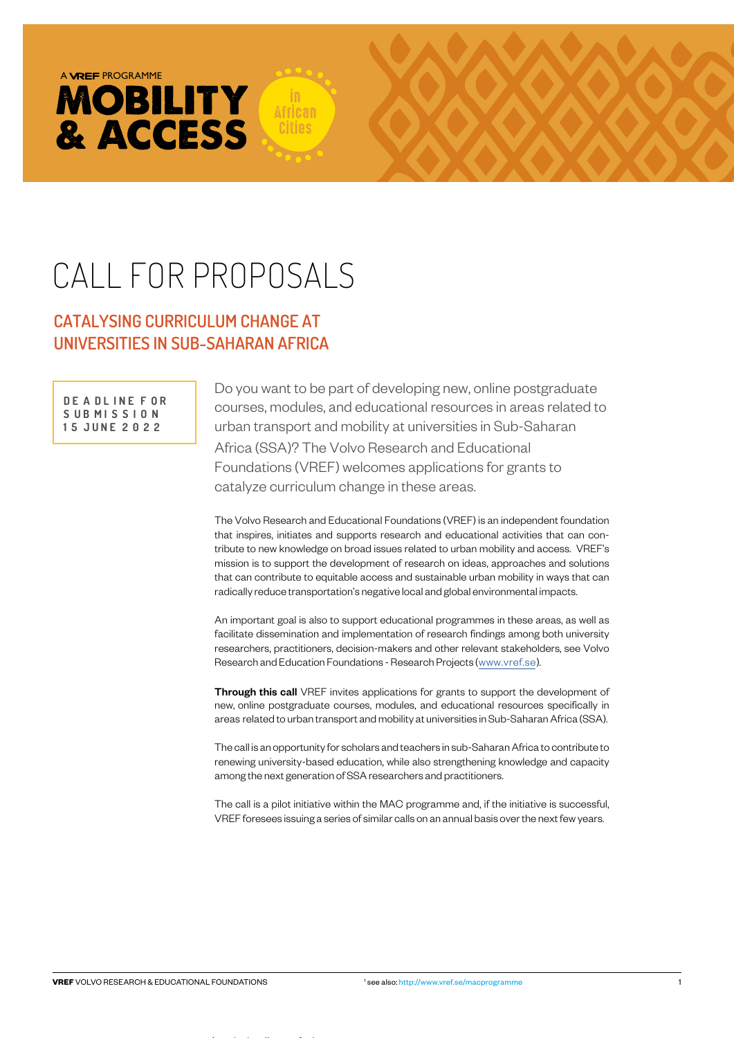A VREF PROGRAMME

**MOBILITY & ACCESS** in African Cities

# CALL FOR PROPOSALS

## CATALYSING CURRICULUM CHANGE AT UNIVERSITIES IN SUB-SAHARAN AFRICA

**DEADLINE FOR SUBMISSION 15 JUNE 2022**

Do you want to be part of developing new, online postgraduate courses, modules, and educational resources in areas related to urban transport and mobility at universities in Sub-Saharan Africa (SSA)? The Volvo Research and Educational Foundations (VREF) welcomes applications for grants to catalyze curriculum change in these areas.

The Volvo Research and Educational Foundations (VREF) is an independent foundation that inspires, initiates and supports research and educational activities that can contribute to new knowledge on broad issues related to urban mobility and access. VREF's mission is to support the development of research on ideas, approaches and solutions that can contribute to equitable access and sustainable urban mobility in ways that can radically reduce transportation's negative local and global environmental impacts.

An important goal is also to support educational programmes in these areas, as well as facilitate dissemination and implementation of research findings among both university researchers, practitioners, decision-makers and other relevant stakeholders, see Volvo Research and Education Foundations - Research Projects (www.vref.se).

**Through this call** VREF invites applications for grants to support the development of new, online postgraduate courses, modules, and educational resources specifically in areas related to urban transport and mobility at universities in Sub-Saharan Africa (SSA).

The call is an opportunity for scholars and teachers in sub-Saharan Africa to contribute to renewing university-based education, while also strengthening knowledge and capacity among the next generation of SSA researchers and practitioners.

The call is a pilot initiative within the MAC programme and, if the initiative is successful, VREF foresees issuing a series of similar calls on an annual basis over the next few years.

[1] see also: http://www.vref.se/macprogramme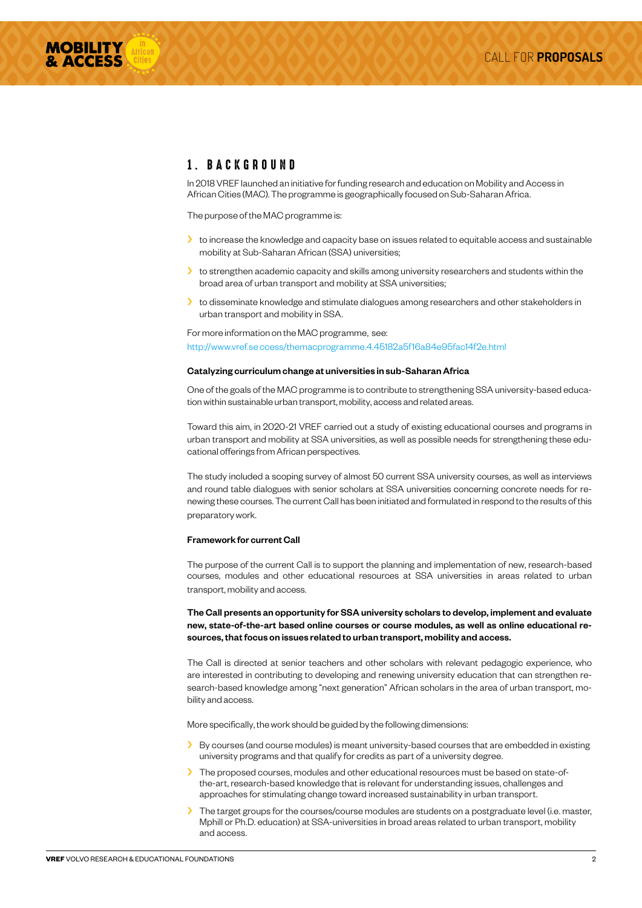## 1. BACKGROUND

In 2018 VREF launched an initiative for funding research and education on Mobility and Access in African Cities (MAC). The programme is geographically focused on Sub-Saharan Africa.

The purpose of the MAC programme is:

- to increase the knowledge and capacity base on issues related to equitable access and sustainable mobility at Sub-Saharan African (SSA) universities;
- to strengthen academic capacity and skills among university researchers and students within the broad area of urban transport and mobility at SSA universities;
- to disseminate knowledge and stimulate dialogues among researchers and other stakeholders in urban transport and mobility in SSA.

For more information on the MAC programme, see:
http://www.vref.se ccess/themacprogramme.4.45182a5f16a84e95fac14f2e.html

**Catalyzing curriculum change at universities in sub-Saharan Africa**

One of the goals of the MAC programme is to contribute to strengthening SSA university-based education within sustainable urban transport, mobility, access and related areas.

Toward this aim, in 2020-21 VREF carried out a study of existing educational courses and programs in urban transport and mobility at SSA universities, as well as possible needs for strengthening these educational offerings from African perspectives.

The study included a scoping survey of almost 50 current SSA university courses, as well as interviews and round table dialogues with senior scholars at SSA universities concerning concrete needs for renewing these courses. The current Call has been initiated and formulated in respond to the results of this preparatory work.

**Framework for current Call**

The purpose of the current Call is to support the planning and implementation of new, research-based courses, modules and other educational resources at SSA universities in areas related to urban transport, mobility and access.

**The Call presents an opportunity for SSA university scholars to develop, implement and evaluate new, state-of-the-art based online courses or course modules, as well as online educational resources, that focus on issues related to urban transport, mobility and access.**

The Call is directed at senior teachers and other scholars with relevant pedagogic experience, who are interested in contributing to developing and renewing university education that can strengthen research-based knowledge among "next generation" African scholars in the area of urban transport, mobility and access.

More specifically, the work should be guided by the following dimensions:

- By courses (and course modules) is meant university-based courses that are embedded in existing university programs and that qualify for credits as part of a university degree.
- The proposed courses, modules and other educational resources must be based on state-of-the-art, research-based knowledge that is relevant for understanding issues, challenges and approaches for stimulating change toward increased sustainability in urban transport.
- The target groups for the courses/course modules are students on a postgraduate level (i.e. master, Mphill or Ph.D. education) at SSA-universities in broad areas related to urban transport, mobility and access.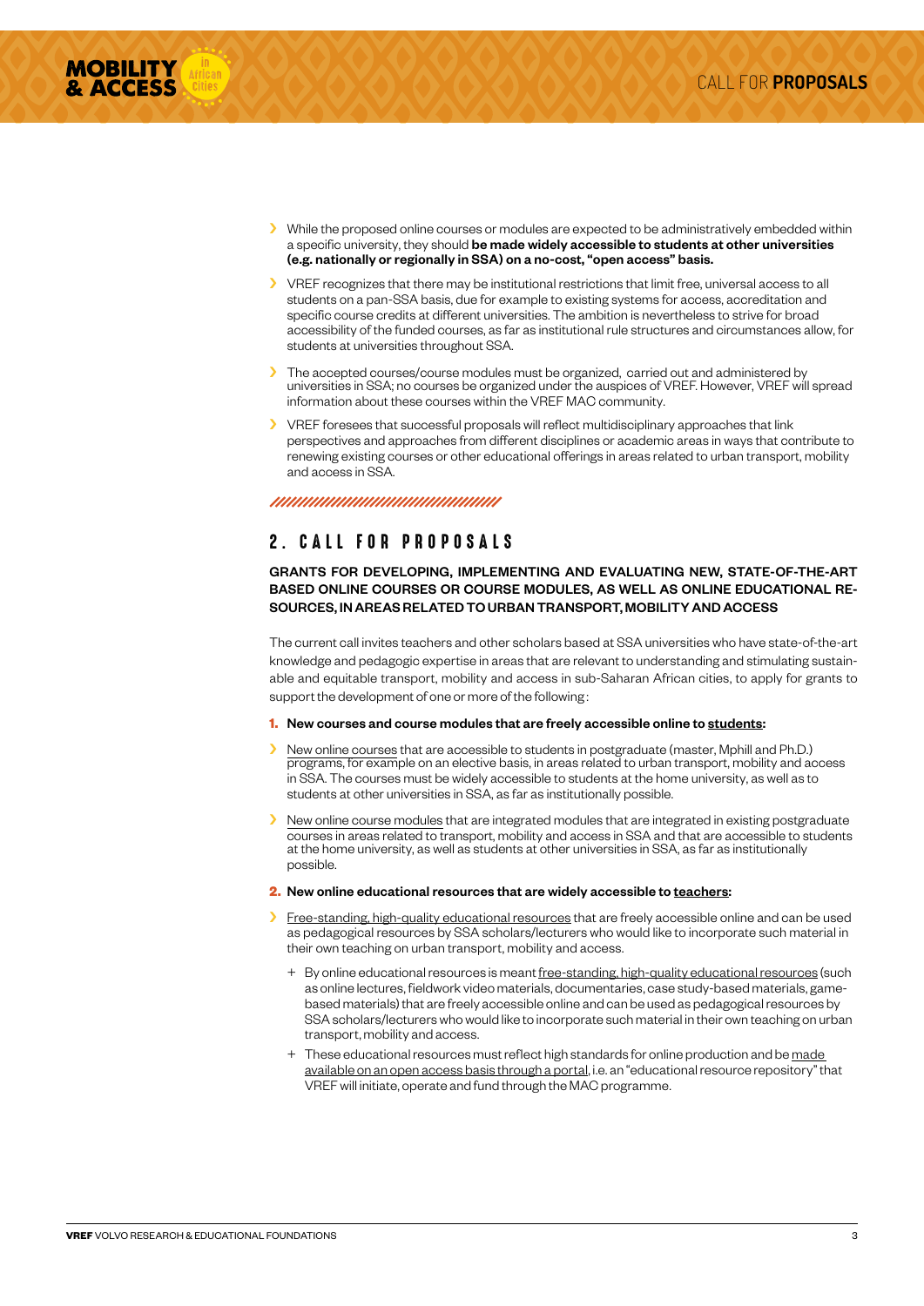- While the proposed online courses or modules are expected to be administratively embedded within a specific university, they should **be made widely accessible to students at other universities (e.g. nationally or regionally in SSA) on a no-cost, "open access" basis.**
- VREF recognizes that there may be institutional restrictions that limit free, universal access to all students on a pan-SSA basis, due for example to existing systems for access, accreditation and specific course credits at different universities. The ambition is nevertheless to strive for broad accessibility of the funded courses, as far as institutional rule structures and circumstances allow, for students at universities throughout SSA.
- The accepted courses/course modules must be organized, carried out and administered by universities in SSA; no courses be organized under the auspices of VREF. However, VREF will spread information about these courses within the VREF MAC community.
- VREF foresees that successful proposals will reflect multidisciplinary approaches that link perspectives and approaches from different disciplines or academic areas in ways that contribute to renewing existing courses or other educational offerings in areas related to urban transport, mobility and access in SSA.

## 2. CALL FOR PROPOSALS

**GRANTS FOR DEVELOPING, IMPLEMENTING AND EVALUATING NEW, STATE-OF-THE-ART BASED ONLINE COURSES OR COURSE MODULES, AS WELL AS ONLINE EDUCATIONAL RESOURCES, IN AREAS RELATED TO URBAN TRANSPORT, MOBILITY AND ACCESS**

The current call invites teachers and other scholars based at SSA universities who have state-of-the-art knowledge and pedagogic expertise in areas that are relevant to understanding and stimulating sustainable and equitable transport, mobility and access in sub-Saharan African cities, to apply for grants to support the development of one or more of the following:

**1. New courses and course modules that are freely accessible online to students:**

- New online courses that are accessible to students in postgraduate (master, Mphill and Ph.D.) programs, for example on an elective basis, in areas related to urban transport, mobility and access in SSA. The courses must be widely accessible to students at the home university, as well as to students at other universities in SSA, as far as institutionally possible.
- New online course modules that are integrated modules that are integrated in existing postgraduate courses in areas related to transport, mobility and access in SSA and that are accessible to students at the home university, as well as students at other universities in SSA, as far as institutionally possible.

**2. New online educational resources that are widely accessible to teachers:**

- Free-standing, high-quality educational resources that are freely accessible online and can be used as pedagogical resources by SSA scholars/lecturers who would like to incorporate such material in their own teaching on urban transport, mobility and access.
  - By online educational resources is meant free-standing, high-quality educational resources (such as online lectures, fieldwork video materials, documentaries, case study-based materials, game-based materials) that are freely accessible online and can be used as pedagogical resources by SSA scholars/lecturers who would like to incorporate such material in their own teaching on urban transport, mobility and access.
  - These educational resources must reflect high standards for online production and be made available on an open access basis through a portal, i.e. an "educational resource repository" that VREF will initiate, operate and fund through the MAC programme.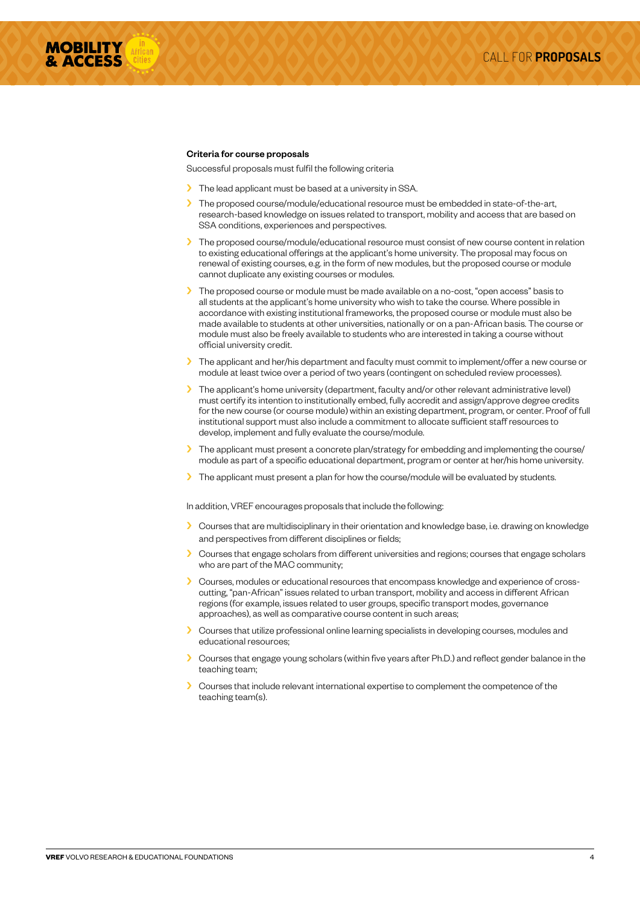**Criteria for course proposals**

Successful proposals must fulfil the following criteria

- The lead applicant must be based at a university in SSA.
- The proposed course/module/educational resource must be embedded in state-of-the-art, research-based knowledge on issues related to transport, mobility and access that are based on SSA conditions, experiences and perspectives.
- The proposed course/module/educational resource must consist of new course content in relation to existing educational offerings at the applicant's home university. The proposal may focus on renewal of existing courses, e.g. in the form of new modules, but the proposed course or module cannot duplicate any existing courses or modules.
- The proposed course or module must be made available on a no-cost, "open access" basis to all students at the applicant's home university who wish to take the course. Where possible in accordance with existing institutional frameworks, the proposed course or module must also be made available to students at other universities, nationally or on a pan-African basis. The course or module must also be freely available to students who are interested in taking a course without official university credit.
- The applicant and her/his department and faculty must commit to implement/offer a new course or module at least twice over a period of two years (contingent on scheduled review processes).
- The applicant's home university (department, faculty and/or other relevant administrative level) must certify its intention to institutionally embed, fully accredit and assign/approve degree credits for the new course (or course module) within an existing department, program, or center. Proof of full institutional support must also include a commitment to allocate sufficient staff resources to develop, implement and fully evaluate the course/module.
- The applicant must present a concrete plan/strategy for embedding and implementing the course/module as part of a specific educational department, program or center at her/his home university.
- The applicant must present a plan for how the course/module will be evaluated by students.

In addition, VREF encourages proposals that include the following:

- Courses that are multidisciplinary in their orientation and knowledge base, i.e. drawing on knowledge and perspectives from different disciplines or fields;
- Courses that engage scholars from different universities and regions; courses that engage scholars who are part of the MAC community;
- Courses, modules or educational resources that encompass knowledge and experience of cross-cutting, "pan-African" issues related to urban transport, mobility and access in different African regions (for example, issues related to user groups, specific transport modes, governance approaches), as well as comparative course content in such areas;
- Courses that utilize professional online learning specialists in developing courses, modules and educational resources;
- Courses that engage young scholars (within five years after Ph.D.) and reflect gender balance in the teaching team;
- Courses that include relevant international expertise to complement the competence of the teaching team(s).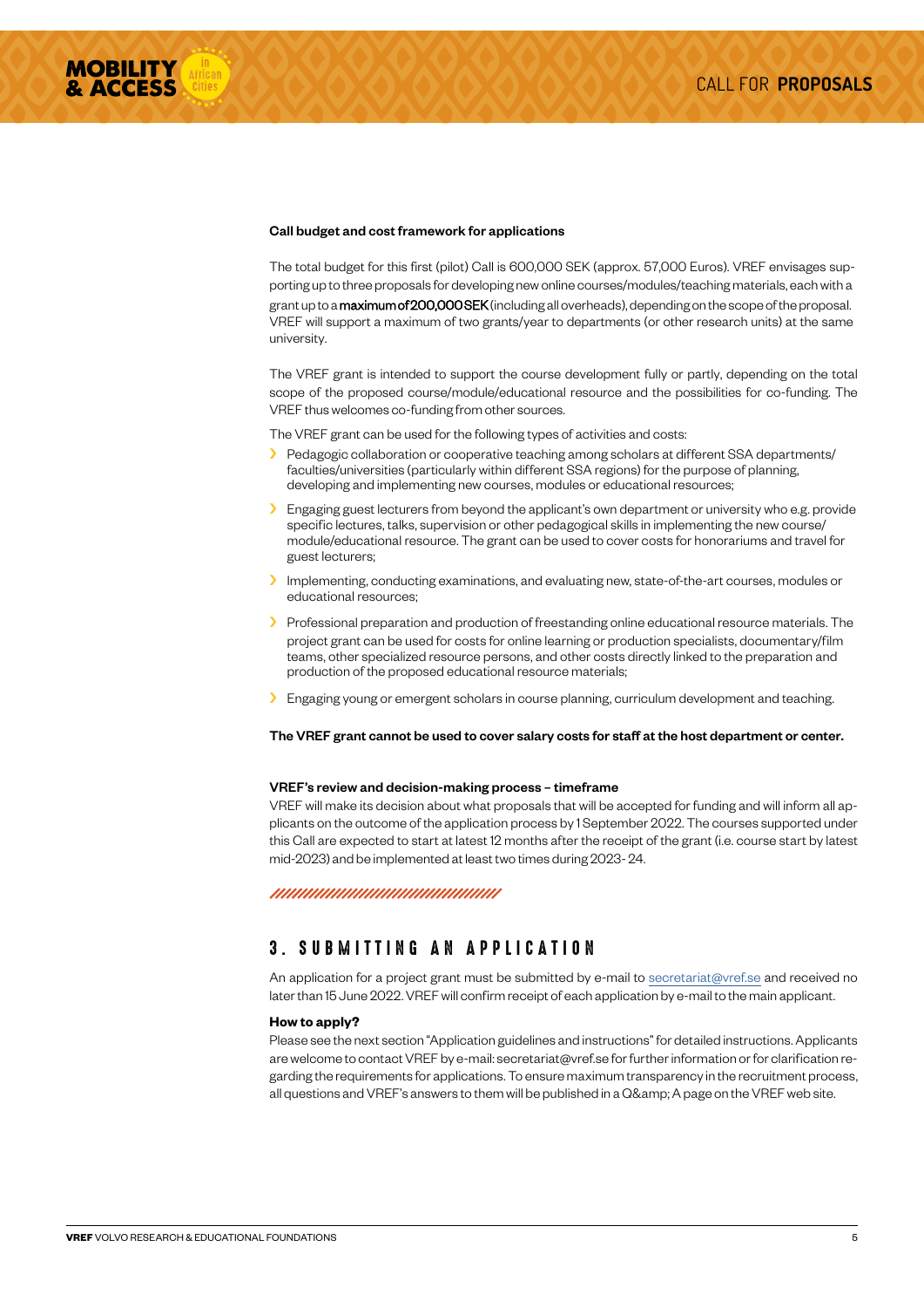**Call budget and cost framework for applications**

The total budget for this first (pilot) Call is 600,000 SEK (approx. 57,000 Euros). VREF envisages supporting up to three proposals for developing new online courses/modules/teaching materials, each with a grant up to a **maximum of 200,000 SEK** (including all overheads), depending on the scope of the proposal. VREF will support a maximum of two grants/year to departments (or other research units) at the same university.

The VREF grant is intended to support the course development fully or partly, depending on the total scope of the proposed course/module/educational resource and the possibilities for co-funding. The VREF thus welcomes co-funding from other sources.

The VREF grant can be used for the following types of activities and costs:

- Pedagogic collaboration or cooperative teaching among scholars at different SSA departments/ faculties/universities (particularly within different SSA regions) for the purpose of planning, developing and implementing new courses, modules or educational resources;
- Engaging guest lecturers from beyond the applicant's own department or university who e.g. provide specific lectures, talks, supervision or other pedagogical skills in implementing the new course/ module/educational resource. The grant can be used to cover costs for honorariums and travel for guest lecturers;
- Implementing, conducting examinations, and evaluating new, state-of-the-art courses, modules or educational resources;
- Professional preparation and production of freestanding online educational resource materials. The project grant can be used for costs for online learning or production specialists, documentary/film teams, other specialized resource persons, and other costs directly linked to the preparation and production of the proposed educational resource materials;
- Engaging young or emergent scholars in course planning, curriculum development and teaching.

**The VREF grant cannot be used to cover salary costs for staff at the host department or center.**

**VREF's review and decision-making process – timeframe**

VREF will make its decision about what proposals that will be accepted for funding and will inform all applicants on the outcome of the application process by 1 September 2022. The courses supported under this Call are expected to start at latest 12 months after the receipt of the grant (i.e. course start by latest mid-2023) and be implemented at least two times during 2023- 24.

## 3. SUBMITTING AN APPLICATION

An application for a project grant must be submitted by e-mail to secretariat@vref.se and received no later than 15 June 2022. VREF will confirm receipt of each application by e-mail to the main applicant.

**How to apply?**

Please see the next section "Application guidelines and instructions" for detailed instructions. Applicants are welcome to contact VREF by e-mail: secretariat@vref.se for further information or for clarification regarding the requirements for applications. To ensure maximum transparency in the recruitment process, all questions and VREF's answers to them will be published in a Q&amp; A page on the VREF web site.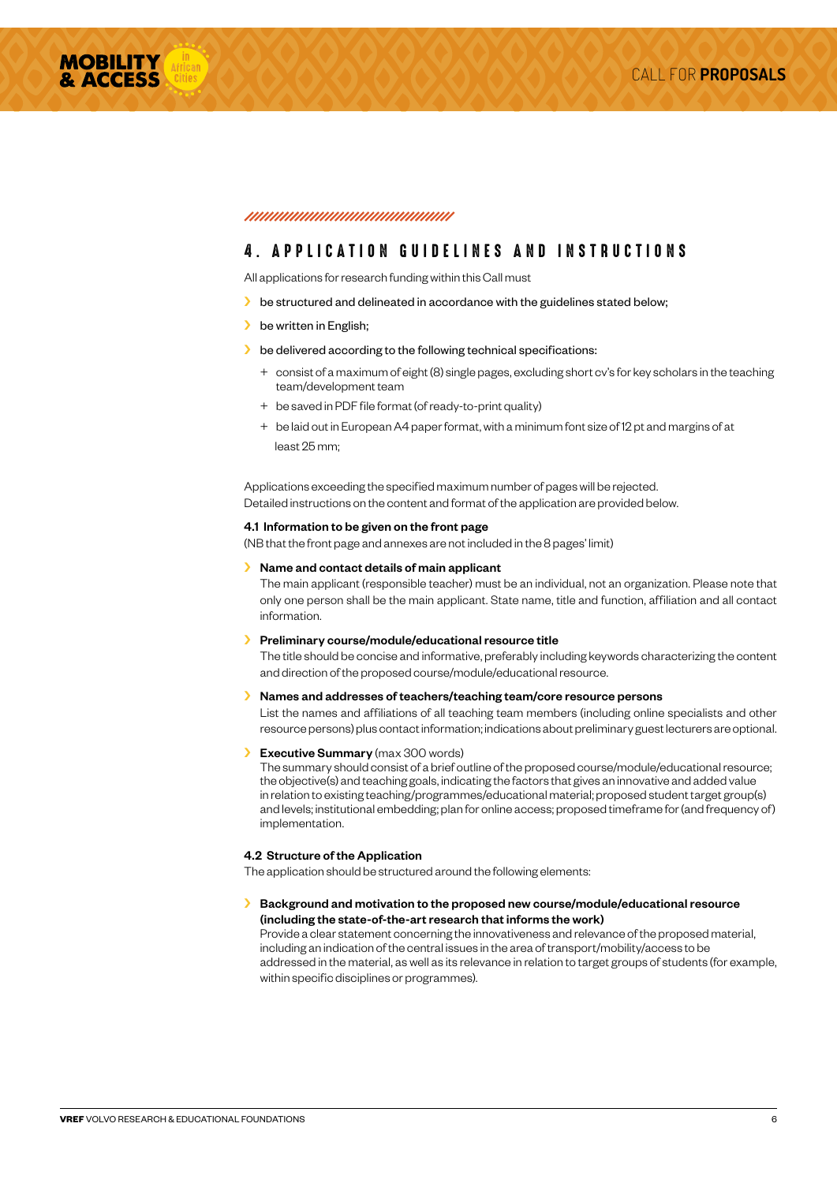## 4. APPLICATION GUIDELINES AND INSTRUCTIONS

All applications for research funding within this Call must

- be structured and delineated in accordance with the guidelines stated below;
- be written in English;
- be delivered according to the following technical specifications:
  - consist of a maximum of eight (8) single pages, excluding short cv's for key scholars in the teaching team/development team
  - be saved in PDF file format (of ready-to-print quality)
  - be laid out in European A4 paper format, with a minimum font size of 12 pt and margins of at least 25 mm;

Applications exceeding the specified maximum number of pages will be rejected.
Detailed instructions on the content and format of the application are provided below.

### 4.1 Information to be given on the front page

(NB that the front page and annexes are not included in the 8 pages' limit)

- **Name and contact details of main applicant**
  The main applicant (responsible teacher) must be an individual, not an organization. Please note that only one person shall be the main applicant. State name, title and function, affiliation and all contact information.

- **Preliminary course/module/educational resource title**
  The title should be concise and informative, preferably including keywords characterizing the content and direction of the proposed course/module/educational resource.

- **Names and addresses of teachers/teaching team/core resource persons**
  List the names and affiliations of all teaching team members (including online specialists and other resource persons) plus contact information; indications about preliminary guest lecturers are optional.

- **Executive Summary** (max 300 words)
  The summary should consist of a brief outline of the proposed course/module/educational resource; the objective(s) and teaching goals, indicating the factors that gives an innovative and added value in relation to existing teaching/programmes/educational material; proposed student target group(s) and levels; institutional embedding; plan for online access; proposed timeframe for (and frequency of) implementation.

### 4.2 Structure of the Application

The application should be structured around the following elements:

- **Background and motivation to the proposed new course/module/educational resource (including the state-of-the-art research that informs the work)**
  Provide a clear statement concerning the innovativeness and relevance of the proposed material, including an indication of the central issues in the area of transport/mobility/access to be addressed in the material, as well as its relevance in relation to target groups of students (for example, within specific disciplines or programmes).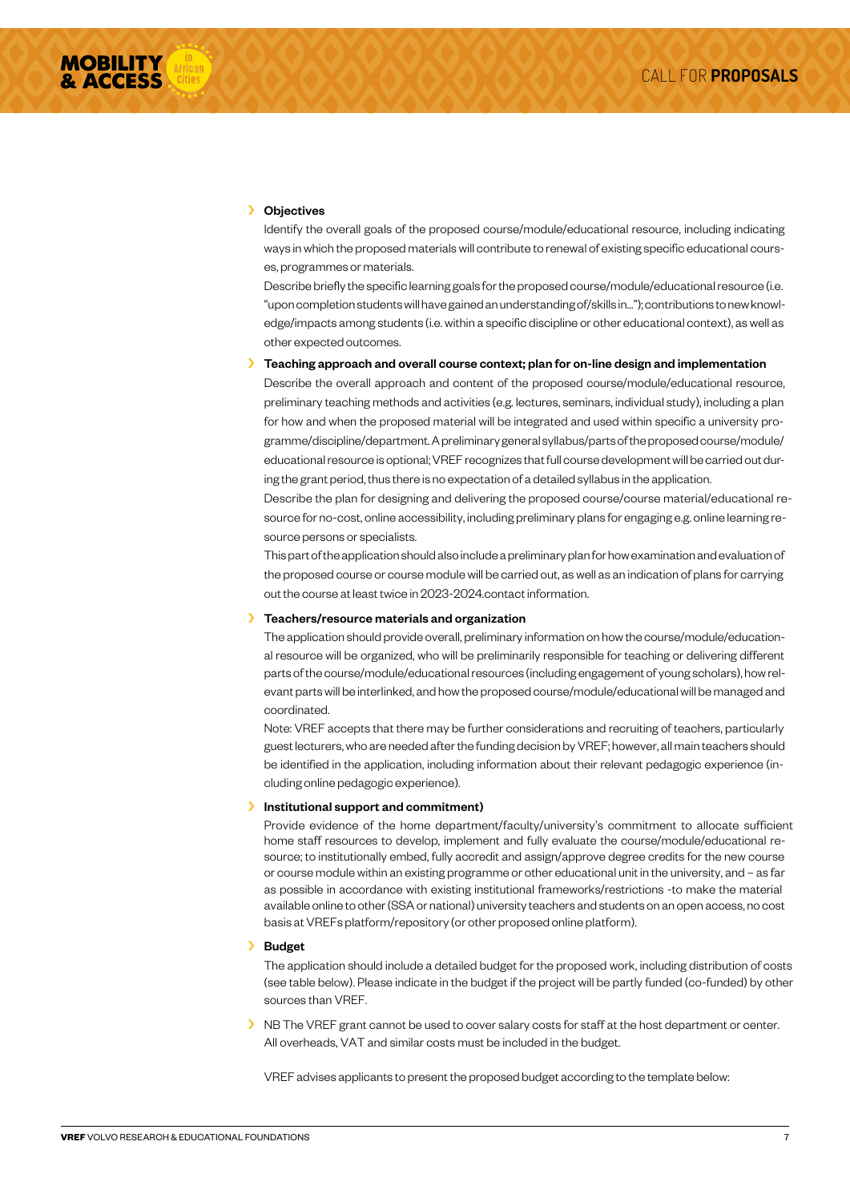- **Objectives**

  Identify the overall goals of the proposed course/module/educational resource, including indicating ways in which the proposed materials will contribute to renewal of existing specific educational courses, programmes or materials.

  Describe briefly the specific learning goals for the proposed course/module/educational resource (i.e. "upon completion students will have gained an understanding of/skills in…"); contributions to new knowledge/impacts among students (i.e. within a specific discipline or other educational context), as well as other expected outcomes.

- **Teaching approach and overall course context; plan for on-line design and implementation**

  Describe the overall approach and content of the proposed course/module/educational resource, preliminary teaching methods and activities (e.g. lectures, seminars, individual study), including a plan for how and when the proposed material will be integrated and used within specific a university programme/discipline/department. A preliminary general syllabus/parts of the proposed course/module/educational resource is optional; VREF recognizes that full course development will be carried out during the grant period, thus there is no expectation of a detailed syllabus in the application.

  Describe the plan for designing and delivering the proposed course/course material/educational resource for no-cost, online accessibility, including preliminary plans for engaging e.g. online learning resource persons or specialists.

  This part of the application should also include a preliminary plan for how examination and evaluation of the proposed course or course module will be carried out, as well as an indication of plans for carrying out the course at least twice in 2023-2024.contact information.

- **Teachers/resource materials and organization**

  The application should provide overall, preliminary information on how the course/module/educational resource will be organized, who will be preliminarily responsible for teaching or delivering different parts of the course/module/educational resources (including engagement of young scholars), how relevant parts will be interlinked, and how the proposed course/module/educational will be managed and coordinated.

  Note: VREF accepts that there may be further considerations and recruiting of teachers, particularly guest lecturers, who are needed after the funding decision by VREF; however, all main teachers should be identified in the application, including information about their relevant pedagogic experience (including online pedagogic experience).

- **Institutional support and commitment)**

  Provide evidence of the home department/faculty/university's commitment to allocate sufficient home staff resources to develop, implement and fully evaluate the course/module/educational resource; to institutionally embed, fully accredit and assign/approve degree credits for the new course or course module within an existing programme or other educational unit in the university, and – as far as possible in accordance with existing institutional frameworks/restrictions -to make the material available online to other (SSA or national) university teachers and students on an open access, no cost basis at VREFs platform/repository (or other proposed online platform).

- **Budget**

  The application should include a detailed budget for the proposed work, including distribution of costs (see table below). Please indicate in the budget if the project will be partly funded (co-funded) by other sources than VREF.

- NB The VREF grant cannot be used to cover salary costs for staff at the host department or center. All overheads, VAT and similar costs must be included in the budget.

  VREF advises applicants to present the proposed budget according to the template below: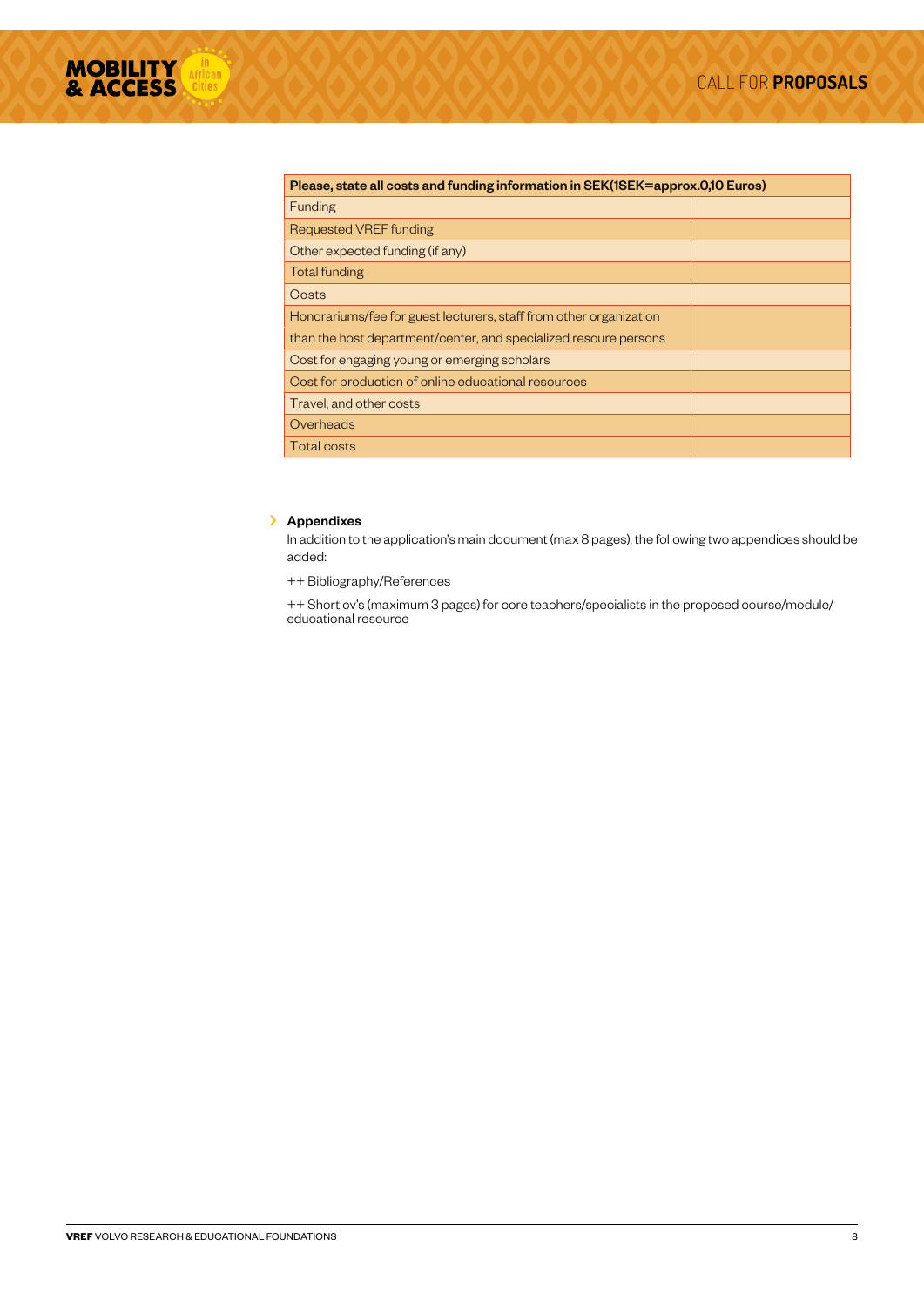| Please, state all costs and funding information in SEK(1SEK=approx.0,10 Euros) | |
|---|---|
| Funding | |
| Requested VREF funding | |
| Other expected funding (if any) | |
| Total funding | |
| Costs | |
| Honorariums/fee for guest lecturers, staff from other organization than the host department/center, and specialized resoure persons | |
| Cost for engaging young or emerging scholars | |
| Cost for production of online educational resources | |
| Travel, and other costs | |
| Overheads | |
| Total costs | |

### Appendixes

In addition to the application's main document (max 8 pages), the following two appendices should be added:

++ Bibliography/References

++ Short cv's (maximum 3 pages) for core teachers/specialists in the proposed course/module/ educational resource